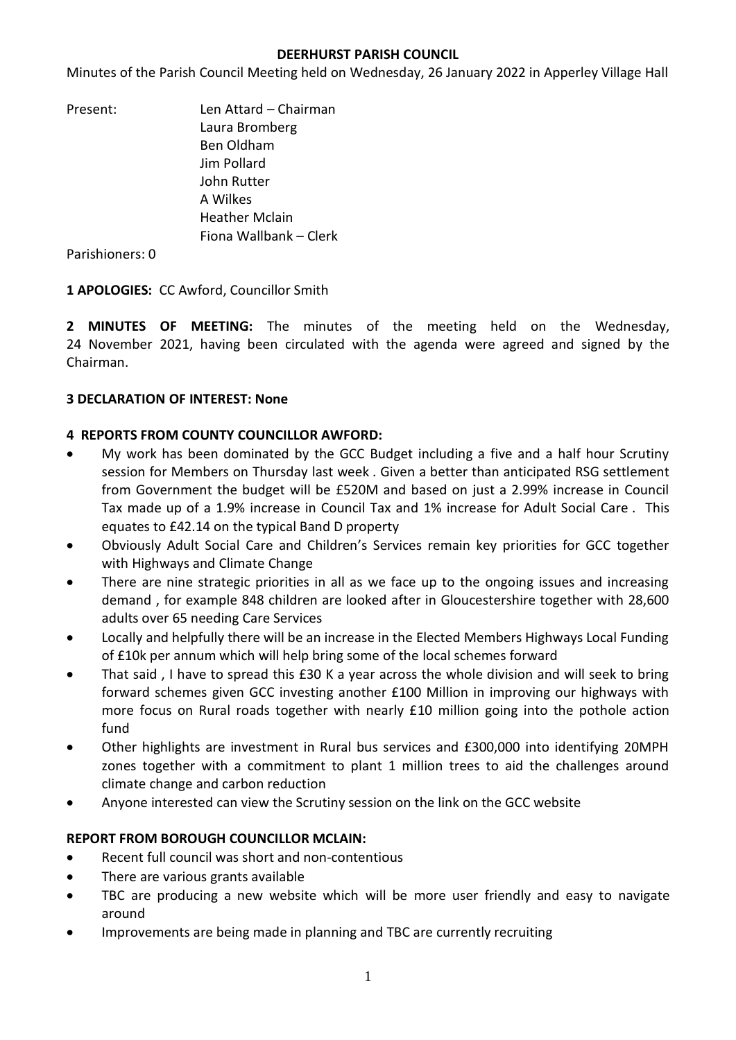# DEERHURST PARISH COUNCIL

Minutes of the Parish Council Meeting held on Wednesday, 26 January 2022 in Apperley Village Hall

Present: Len Attard – Chairman
Laura Bromberg
Ben Oldham
Jim Pollard
John Rutter
A Wilkes
Heather Mclain
Fiona Wallbank – Clerk

Parishioners: 0

**1 APOLOGIES:** CC Awford, Councillor Smith

**2 MINUTES OF MEETING:** The minutes of the meeting held on the Wednesday, 24 November 2021, having been circulated with the agenda were agreed and signed by the Chairman.

**3 DECLARATION OF INTEREST: None**

**4 REPORTS FROM COUNTY COUNCILLOR AWFORD:**

- My work has been dominated by the GCC Budget including a five and a half hour Scrutiny session for Members on Thursday last week . Given a better than anticipated RSG settlement from Government the budget will be £520M and based on just a 2.99% increase in Council Tax made up of a 1.9% increase in Council Tax and 1% increase for Adult Social Care . This equates to £42.14 on the typical Band D property
- Obviously Adult Social Care and Children's Services remain key priorities for GCC together with Highways and Climate Change
- There are nine strategic priorities in all as we face up to the ongoing issues and increasing demand , for example 848 children are looked after in Gloucestershire together with 28,600 adults over 65 needing Care Services
- Locally and helpfully there will be an increase in the Elected Members Highways Local Funding of £10k per annum which will help bring some of the local schemes forward
- That said , I have to spread this £30 K a year across the whole division and will seek to bring forward schemes given GCC investing another £100 Million in improving our highways with more focus on Rural roads together with nearly £10 million going into the pothole action fund
- Other highlights are investment in Rural bus services and £300,000 into identifying 20MPH zones together with a commitment to plant 1 million trees to aid the challenges around climate change and carbon reduction
- Anyone interested can view the Scrutiny session on the link on the GCC website

**REPORT FROM BOROUGH COUNCILLOR MCLAIN:**

- Recent full council was short and non-contentious
- There are various grants available
- TBC are producing a new website which will be more user friendly and easy to navigate around
- Improvements are being made in planning and TBC are currently recruiting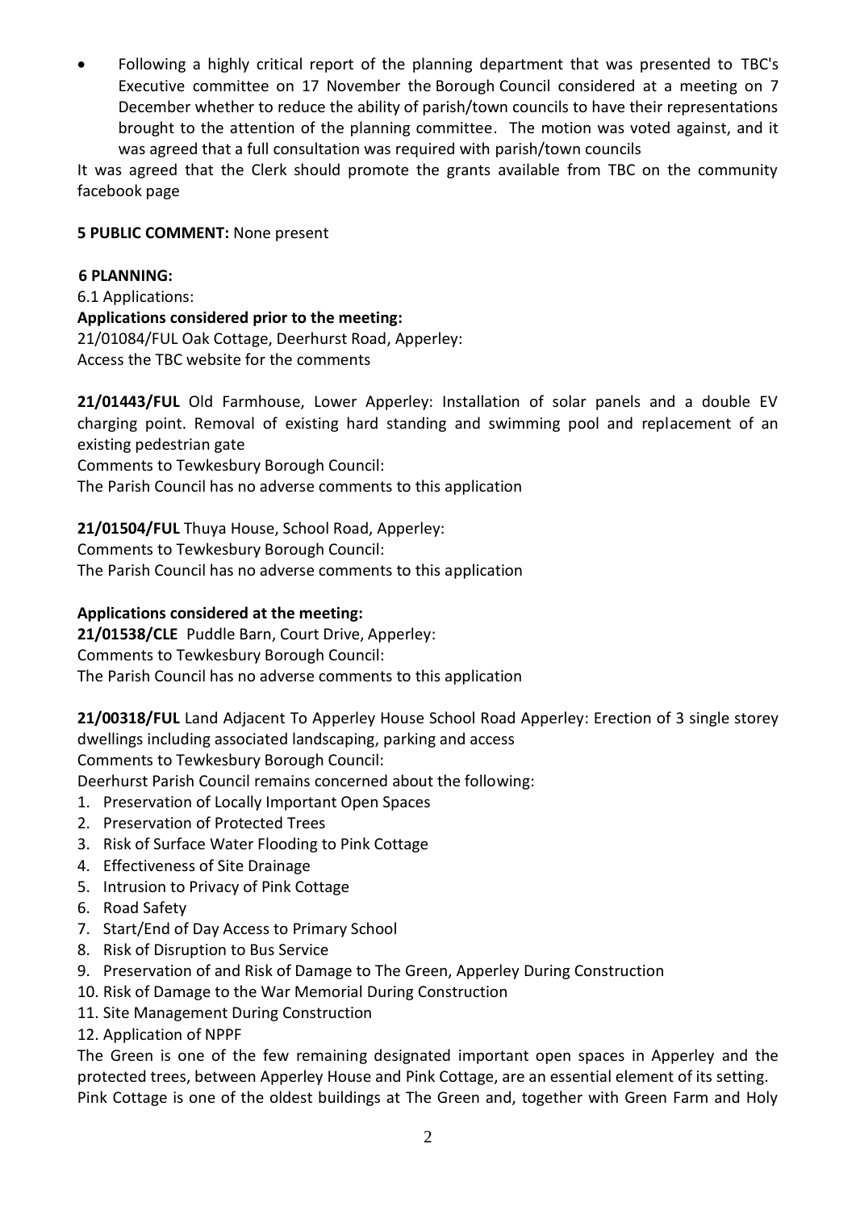- Following a highly critical report of the planning department that was presented to TBC's Executive committee on 17 November the Borough Council considered at a meeting on 7 December whether to reduce the ability of parish/town councils to have their representations brought to the attention of the planning committee. The motion was voted against, and it was agreed that a full consultation was required with parish/town councils

It was agreed that the Clerk should promote the grants available from TBC on the community facebook page

**5 PUBLIC COMMENT:** None present

**6 PLANNING:**

6.1 Applications:

**Applications considered prior to the meeting:**

21/01084/FUL Oak Cottage, Deerhurst Road, Apperley:
Access the TBC website for the comments

**21/01443/FUL** Old Farmhouse, Lower Apperley: Installation of solar panels and a double EV charging point. Removal of existing hard standing and swimming pool and replacement of an existing pedestrian gate
Comments to Tewkesbury Borough Council:
The Parish Council has no adverse comments to this application

**21/01504/FUL** Thuya House, School Road, Apperley:
Comments to Tewkesbury Borough Council:
The Parish Council has no adverse comments to this application

**Applications considered at the meeting:**

**21/01538/CLE** Puddle Barn, Court Drive, Apperley:
Comments to Tewkesbury Borough Council:
The Parish Council has no adverse comments to this application

**21/00318/FUL** Land Adjacent To Apperley House School Road Apperley: Erection of 3 single storey dwellings including associated landscaping, parking and access
Comments to Tewkesbury Borough Council:
Deerhurst Parish Council remains concerned about the following:

1. Preservation of Locally Important Open Spaces
2. Preservation of Protected Trees
3. Risk of Surface Water Flooding to Pink Cottage
4. Effectiveness of Site Drainage
5. Intrusion to Privacy of Pink Cottage
6. Road Safety
7. Start/End of Day Access to Primary School
8. Risk of Disruption to Bus Service
9. Preservation of and Risk of Damage to The Green, Apperley During Construction
10. Risk of Damage to the War Memorial During Construction
11. Site Management During Construction
12. Application of NPPF

The Green is one of the few remaining designated important open spaces in Apperley and the protected trees, between Apperley House and Pink Cottage, are an essential element of its setting. Pink Cottage is one of the oldest buildings at The Green and, together with Green Farm and Holy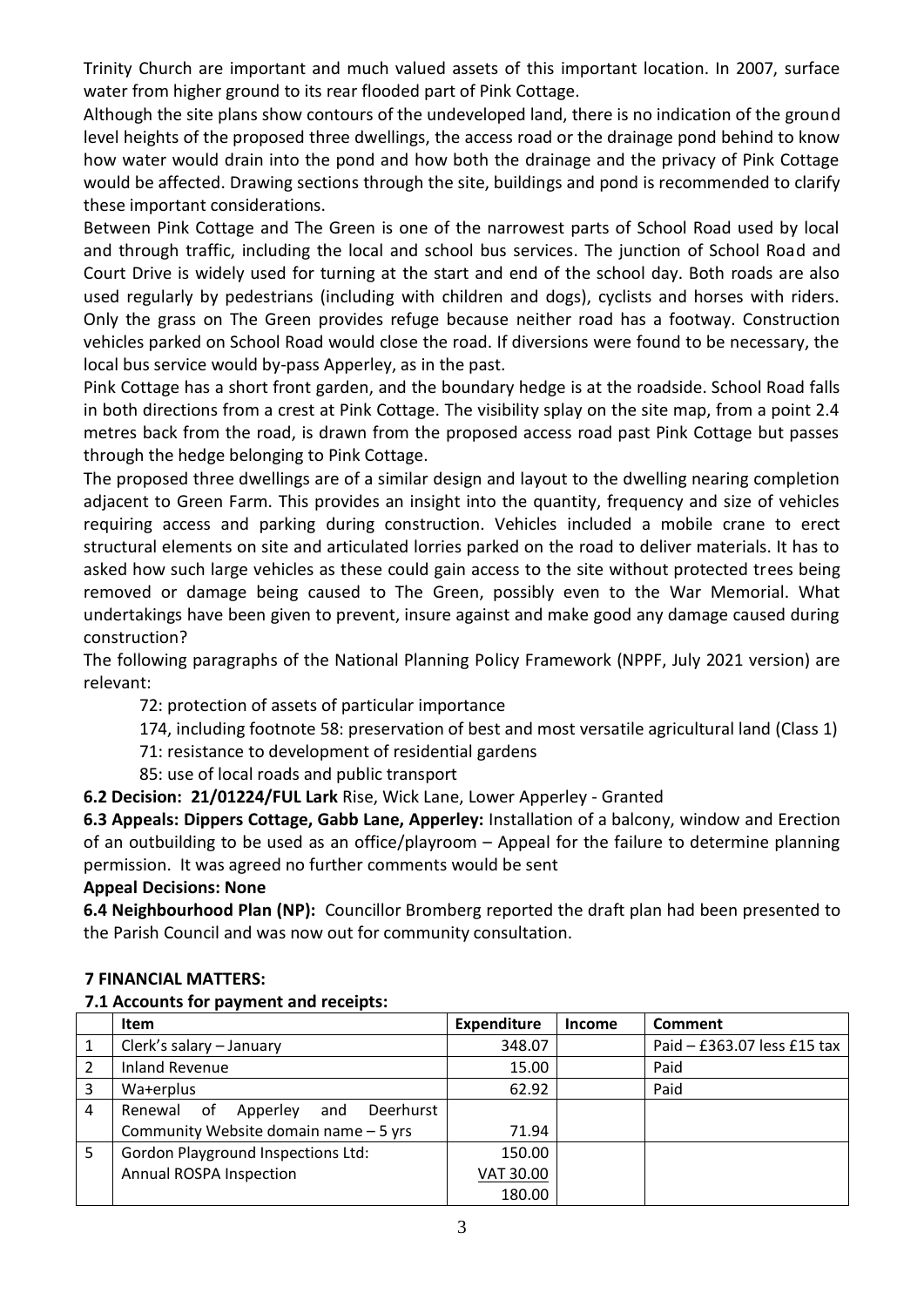Trinity Church are important and much valued assets of this important location. In 2007, surface water from higher ground to its rear flooded part of Pink Cottage.

Although the site plans show contours of the undeveloped land, there is no indication of the ground level heights of the proposed three dwellings, the access road or the drainage pond behind to know how water would drain into the pond and how both the drainage and the privacy of Pink Cottage would be affected. Drawing sections through the site, buildings and pond is recommended to clarify these important considerations.

Between Pink Cottage and The Green is one of the narrowest parts of School Road used by local and through traffic, including the local and school bus services. The junction of School Road and Court Drive is widely used for turning at the start and end of the school day. Both roads are also used regularly by pedestrians (including with children and dogs), cyclists and horses with riders. Only the grass on The Green provides refuge because neither road has a footway. Construction vehicles parked on School Road would close the road. If diversions were found to be necessary, the local bus service would by-pass Apperley, as in the past.

Pink Cottage has a short front garden, and the boundary hedge is at the roadside. School Road falls in both directions from a crest at Pink Cottage. The visibility splay on the site map, from a point 2.4 metres back from the road, is drawn from the proposed access road past Pink Cottage but passes through the hedge belonging to Pink Cottage.

The proposed three dwellings are of a similar design and layout to the dwelling nearing completion adjacent to Green Farm. This provides an insight into the quantity, frequency and size of vehicles requiring access and parking during construction. Vehicles included a mobile crane to erect structural elements on site and articulated lorries parked on the road to deliver materials. It has to asked how such large vehicles as these could gain access to the site without protected trees being removed or damage being caused to The Green, possibly even to the War Memorial. What undertakings have been given to prevent, insure against and make good any damage caused during construction?

The following paragraphs of the National Planning Policy Framework (NPPF, July 2021 version) are relevant:

72: protection of assets of particular importance

174, including footnote 58: preservation of best and most versatile agricultural land (Class 1)

71: resistance to development of residential gardens

85: use of local roads and public transport

**6.2 Decision: 21/01224/FUL Lark** Rise, Wick Lane, Lower Apperley - Granted

**6.3 Appeals: Dippers Cottage, Gabb Lane, Apperley:** Installation of a balcony, window and Erection of an outbuilding to be used as an office/playroom – Appeal for the failure to determine planning permission. It was agreed no further comments would be sent

**Appeal Decisions: None**

**6.4 Neighbourhood Plan (NP):** Councillor Bromberg reported the draft plan had been presented to the Parish Council and was now out for community consultation.

**7 FINANCIAL MATTERS:**

**7.1 Accounts for payment and receipts:**

| | Item | Expenditure | Income | Comment |
|---|---|---|---|---|
| 1 | Clerk's salary – January | 348.07 | | Paid – £363.07 less £15 tax |
| 2 | Inland Revenue | 15.00 | | Paid |
| 3 | Wa+erplus | 62.92 | | Paid |
| 4 | Renewal of Apperley and Deerhurst Community Website domain name – 5 yrs | 71.94 | | |
| 5 | Gordon Playground Inspections Ltd: Annual ROSPA Inspection | 150.00<br>VAT 30.00<br>180.00 | | |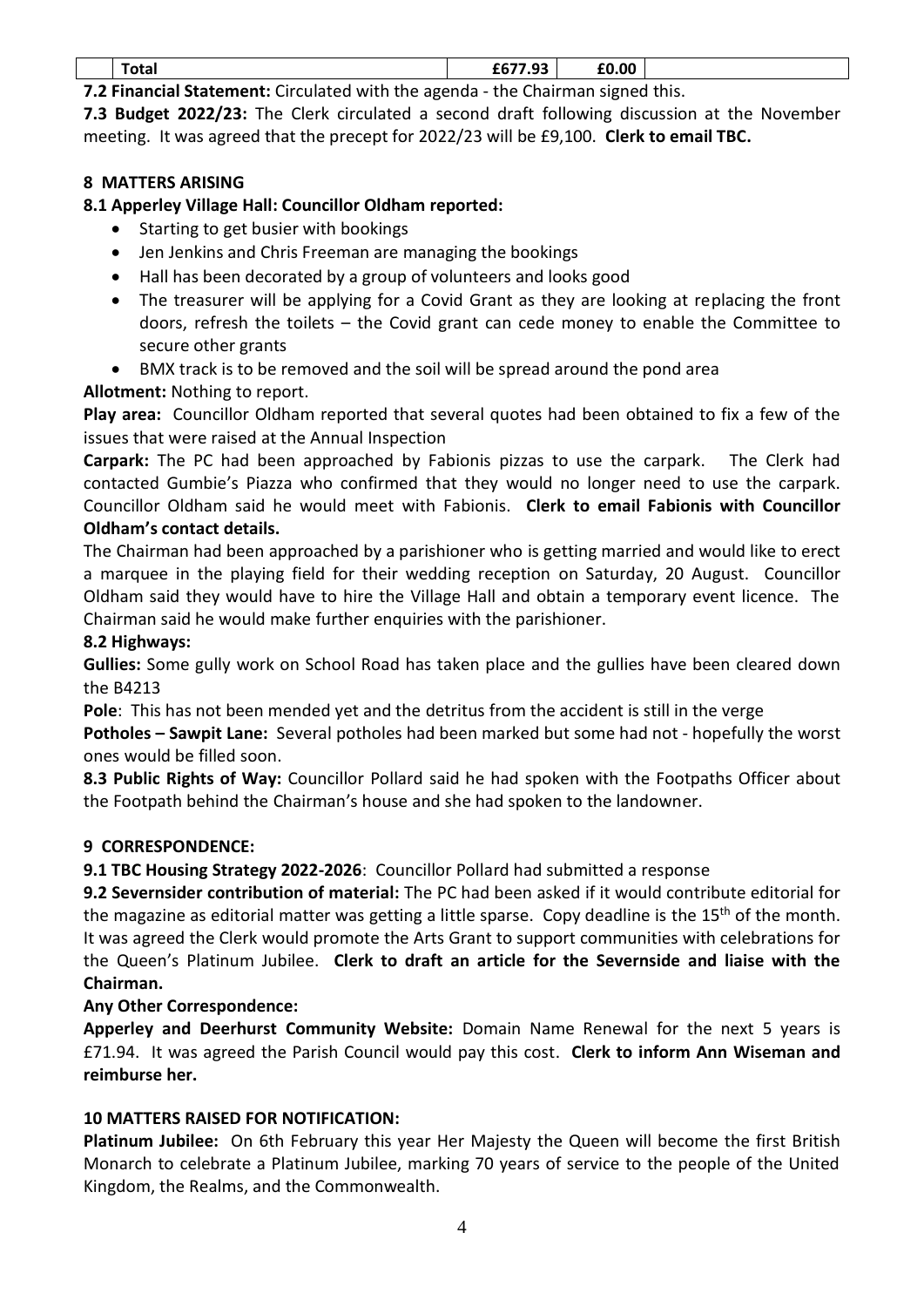| | Total | £677.93 | £0.00 | |
|---|---|---|---|---|

**7.2 Financial Statement:** Circulated with the agenda - the Chairman signed this.

**7.3 Budget 2022/23:** The Clerk circulated a second draft following discussion at the November meeting. It was agreed that the precept for 2022/23 will be £9,100. **Clerk to email TBC.**

## 8 MATTERS ARISING

**8.1 Apperley Village Hall: Councillor Oldham reported:**

- Starting to get busier with bookings
- Jen Jenkins and Chris Freeman are managing the bookings
- Hall has been decorated by a group of volunteers and looks good
- The treasurer will be applying for a Covid Grant as they are looking at replacing the front doors, refresh the toilets – the Covid grant can cede money to enable the Committee to secure other grants
- BMX track is to be removed and the soil will be spread around the pond area

**Allotment:** Nothing to report.

**Play area:** Councillor Oldham reported that several quotes had been obtained to fix a few of the issues that were raised at the Annual Inspection

**Carpark:** The PC had been approached by Fabionis pizzas to use the carpark. The Clerk had contacted Gumbie's Piazza who confirmed that they would no longer need to use the carpark. Councillor Oldham said he would meet with Fabionis. **Clerk to email Fabionis with Councillor Oldham's contact details.**

The Chairman had been approached by a parishioner who is getting married and would like to erect a marquee in the playing field for their wedding reception on Saturday, 20 August. Councillor Oldham said they would have to hire the Village Hall and obtain a temporary event licence. The Chairman said he would make further enquiries with the parishioner.

**8.2 Highways:**

**Gullies:** Some gully work on School Road has taken place and the gullies have been cleared down the B4213

**Pole**: This has not been mended yet and the detritus from the accident is still in the verge

**Potholes – Sawpit Lane:** Several potholes had been marked but some had not - hopefully the worst ones would be filled soon.

**8.3 Public Rights of Way:** Councillor Pollard said he had spoken with the Footpaths Officer about the Footpath behind the Chairman's house and she had spoken to the landowner.

## 9 CORRESPONDENCE:

**9.1 TBC Housing Strategy 2022-2026**: Councillor Pollard had submitted a response

**9.2 Severnsider contribution of material:** The PC had been asked if it would contribute editorial for the magazine as editorial matter was getting a little sparse. Copy deadline is the 15th of the month. It was agreed the Clerk would promote the Arts Grant to support communities with celebrations for the Queen's Platinum Jubilee. **Clerk to draft an article for the Severnside and liaise with the Chairman.**

**Any Other Correspondence:**

**Apperley and Deerhurst Community Website:** Domain Name Renewal for the next 5 years is £71.94. It was agreed the Parish Council would pay this cost. **Clerk to inform Ann Wiseman and reimburse her.**

## 10 MATTERS RAISED FOR NOTIFICATION:

**Platinum Jubilee:** On 6th February this year Her Majesty the Queen will become the first British Monarch to celebrate a Platinum Jubilee, marking 70 years of service to the people of the United Kingdom, the Realms, and the Commonwealth.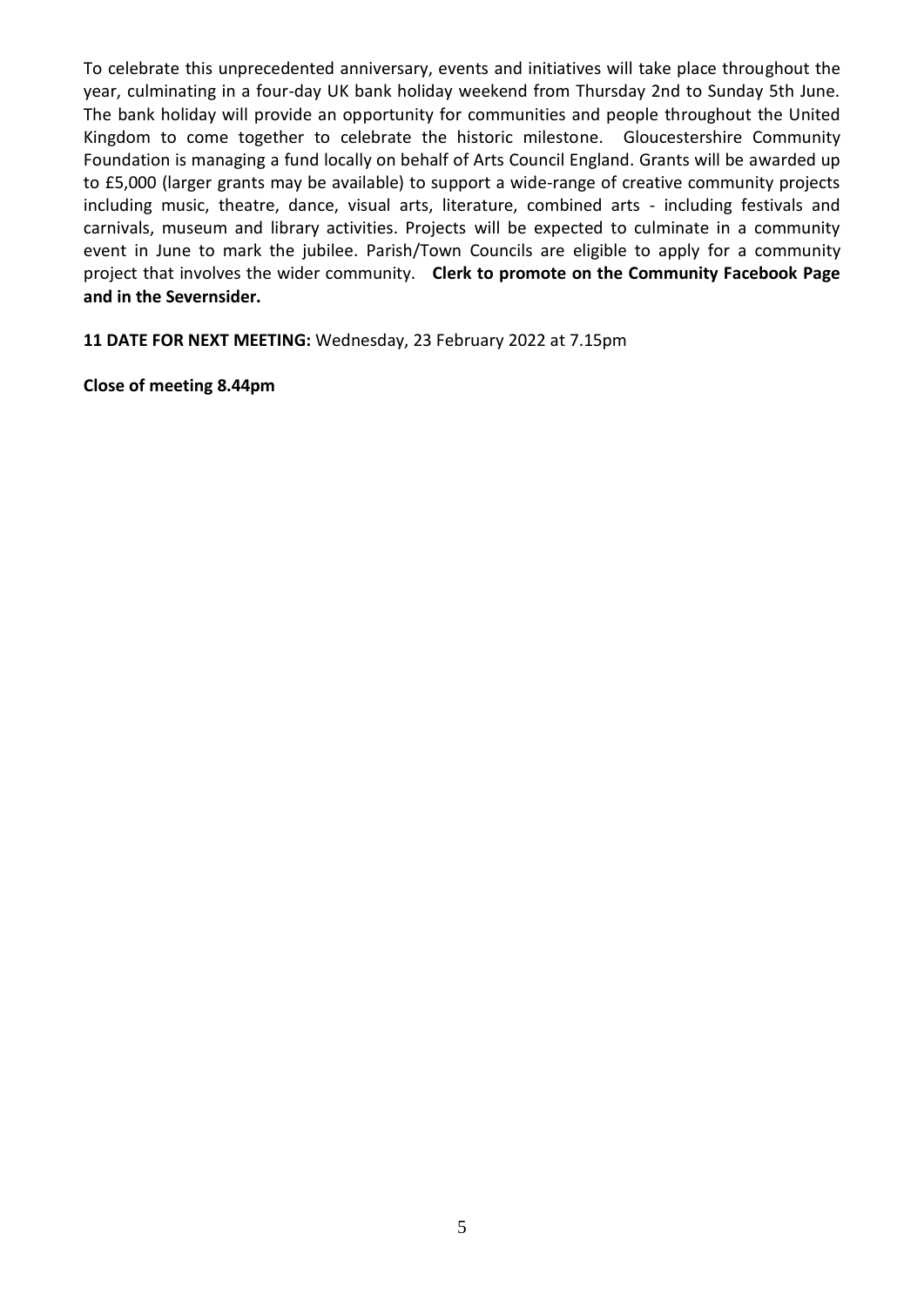To celebrate this unprecedented anniversary, events and initiatives will take place throughout the year, culminating in a four-day UK bank holiday weekend from Thursday 2nd to Sunday 5th June. The bank holiday will provide an opportunity for communities and people throughout the United Kingdom to come together to celebrate the historic milestone. Gloucestershire Community Foundation is managing a fund locally on behalf of Arts Council England. Grants will be awarded up to £5,000 (larger grants may be available) to support a wide-range of creative community projects including music, theatre, dance, visual arts, literature, combined arts - including festivals and carnivals, museum and library activities. Projects will be expected to culminate in a community event in June to mark the jubilee. Parish/Town Councils are eligible to apply for a community project that involves the wider community. **Clerk to promote on the Community Facebook Page and in the Severnsider.**

**11 DATE FOR NEXT MEETING:** Wednesday, 23 February 2022 at 7.15pm

**Close of meeting 8.44pm**